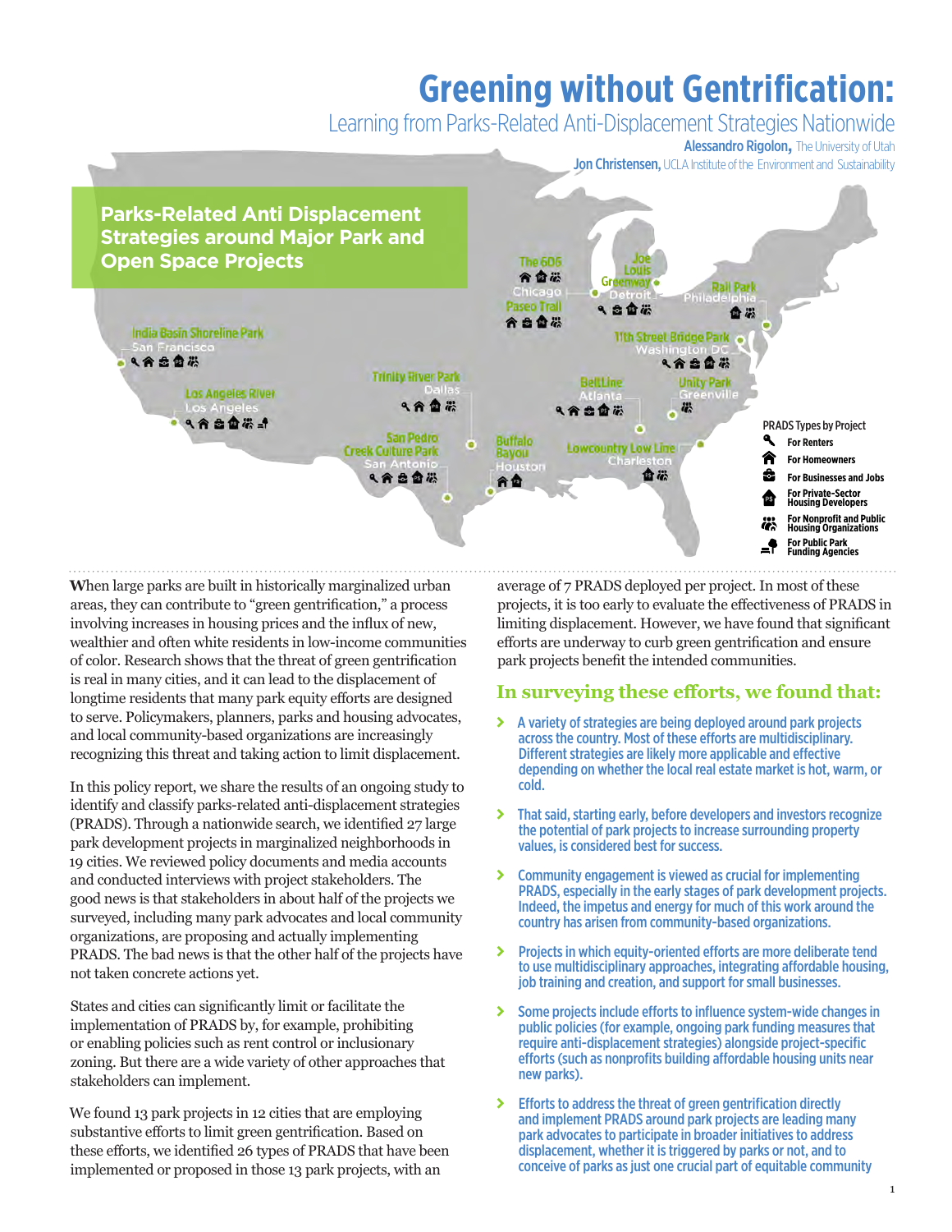# Greening without Gentrification:

## Learning from Parks-Related Anti-Displacement Strategies Nationwide

**Alessandro Rigolon,** The University of Utah

**Jon Christensen,** UCLA Institute of the Environment and Sustainability

### Parks-Related Anti Displacement Strategies around Major Park and Open Space Projects

- India Basin Shoreline Park — San Francisco
- Los Angeles River — Los Angeles
- Trinity River Park — Dallas
- San Pedro Creek Culture Park — San Antonio
- Buffalo Bayou — Houston
- The 606 — Chicago
- Paseo Trail — Chicago
- Joe Louis Greenway — Detroit
- Rail Park — Philadelphia
- 11th Street Bridge Park — Washington DC
- BeltLine — Atlanta
- Unity Park — Greenville
- Lowcountry Low Line — Charleston

PRADS Types by Project

- For Renters
- For Homeowners
- For Businesses and Jobs
- For Private-Sector Housing Developers
- For Nonprofit and Public Housing Organizations
- For Public Park Funding Agencies

When large parks are built in historically marginalized urban areas, they can contribute to "green gentrification," a process involving increases in housing prices and the influx of new, wealthier and often white residents in low-income communities of color. Research shows that the threat of green gentrification is real in many cities, and it can lead to the displacement of longtime residents that many park equity efforts are designed to serve. Policymakers, planners, parks and housing advocates, and local community-based organizations are increasingly recognizing this threat and taking action to limit displacement.

In this policy report, we share the results of an ongoing study to identify and classify parks-related anti-displacement strategies (PRADS). Through a nationwide search, we identified 27 large park development projects in marginalized neighborhoods in 19 cities. We reviewed policy documents and media accounts and conducted interviews with project stakeholders. The good news is that stakeholders in about half of the projects we surveyed, including many park advocates and local community organizations, are proposing and actually implementing PRADS. The bad news is that the other half of the projects have not taken concrete actions yet.

States and cities can significantly limit or facilitate the implementation of PRADS by, for example, prohibiting or enabling policies such as rent control or inclusionary zoning. But there are a wide variety of other approaches that stakeholders can implement.

We found 13 park projects in 12 cities that are employing substantive efforts to limit green gentrification. Based on these efforts, we identified 26 types of PRADS that have been implemented or proposed in those 13 park projects, with an average of 7 PRADS deployed per project. In most of these projects, it is too early to evaluate the effectiveness of PRADS in limiting displacement. However, we have found that significant efforts are underway to curb green gentrification and ensure park projects benefit the intended communities.

### In surveying these efforts, we found that:

- A variety of strategies are being deployed around park projects across the country. Most of these efforts are multidisciplinary. Different strategies are likely more applicable and effective depending on whether the local real estate market is hot, warm, or cold.
- That said, starting early, before developers and investors recognize the potential of park projects to increase surrounding property values, is considered best for success.
- Community engagement is viewed as crucial for implementing PRADS, especially in the early stages of park development projects. Indeed, the impetus and energy for much of this work around the country has arisen from community-based organizations.
- Projects in which equity-oriented efforts are more deliberate tend to use multidisciplinary approaches, integrating affordable housing, job training and creation, and support for small businesses.
- Some projects include efforts to influence system-wide changes in public policies (for example, ongoing park funding measures that require anti-displacement strategies) alongside project-specific efforts (such as nonprofits building affordable housing units near new parks).
- Efforts to address the threat of green gentrification directly and implement PRADS around park projects are leading many park advocates to participate in broader initiatives to address displacement, whether it is triggered by parks or not, and to conceive of parks as just one crucial part of equitable community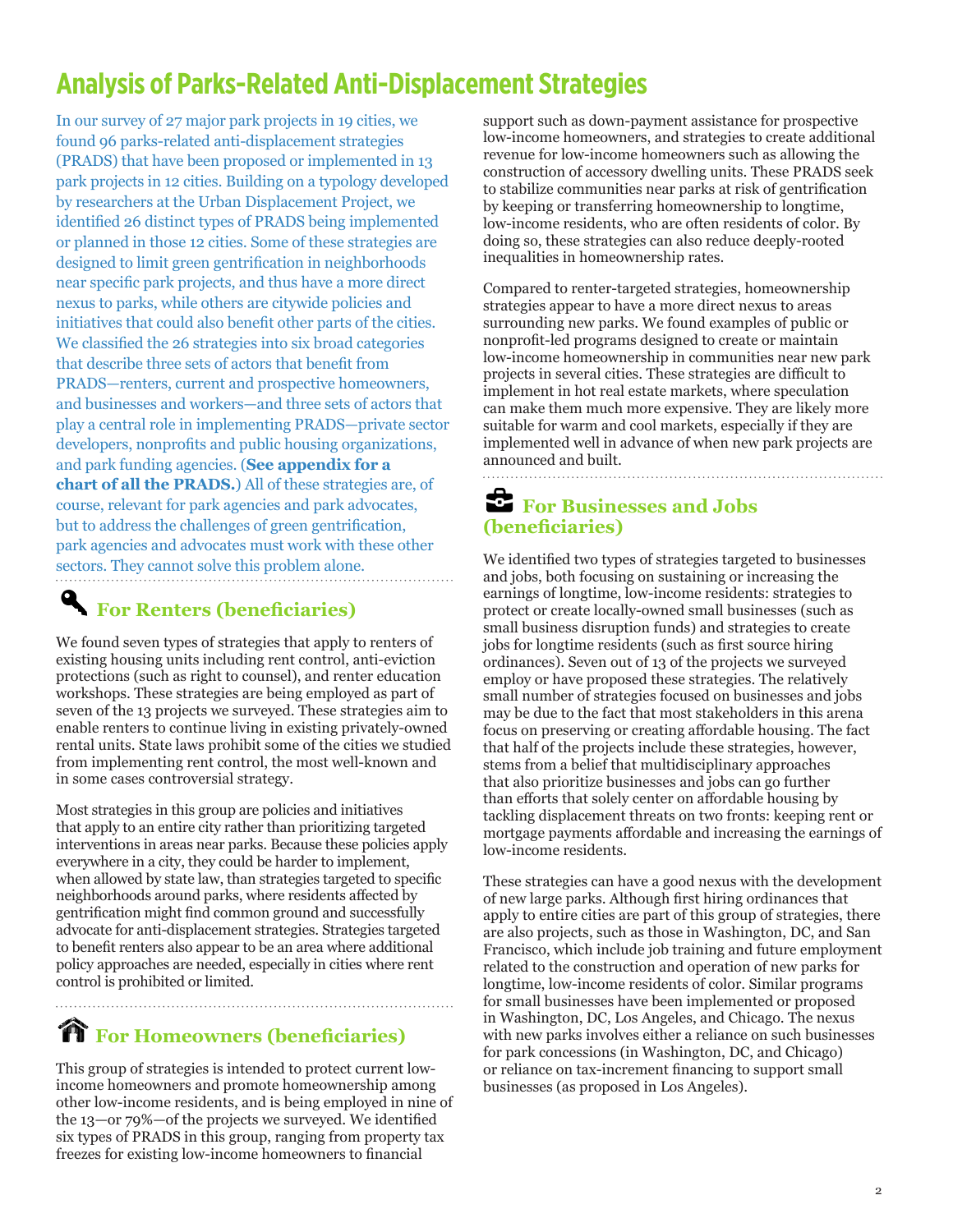# Analysis of Parks-Related Anti-Displacement Strategies

In our survey of 27 major park projects in 19 cities, we found 96 parks-related anti-displacement strategies (PRADS) that have been proposed or implemented in 13 park projects in 12 cities. Building on a typology developed by researchers at the Urban Displacement Project, we identified 26 distinct types of PRADS being implemented or planned in those 12 cities. Some of these strategies are designed to limit green gentrification in neighborhoods near specific park projects, and thus have a more direct nexus to parks, while others are citywide policies and initiatives that could also benefit other parts of the cities. We classified the 26 strategies into six broad categories that describe three sets of actors that benefit from PRADS—renters, current and prospective homeowners, and businesses and workers—and three sets of actors that play a central role in implementing PRADS—private sector developers, nonprofits and public housing organizations, and park funding agencies. (**See appendix for a chart of all the PRADS.**) All of these strategies are, of course, relevant for park agencies and park advocates, but to address the challenges of green gentrification, park agencies and advocates must work with these other sectors. They cannot solve this problem alone.

## For Renters (beneficiaries)

We found seven types of strategies that apply to renters of existing housing units including rent control, anti-eviction protections (such as right to counsel), and renter education workshops. These strategies are being employed as part of seven of the 13 projects we surveyed. These strategies aim to enable renters to continue living in existing privately-owned rental units. State laws prohibit some of the cities we studied from implementing rent control, the most well-known and in some cases controversial strategy.

Most strategies in this group are policies and initiatives that apply to an entire city rather than prioritizing targeted interventions in areas near parks. Because these policies apply everywhere in a city, they could be harder to implement, when allowed by state law, than strategies targeted to specific neighborhoods around parks, where residents affected by gentrification might find common ground and successfully advocate for anti-displacement strategies. Strategies targeted to benefit renters also appear to be an area where additional policy approaches are needed, especially in cities where rent control is prohibited or limited.

## For Homeowners (beneficiaries)

This group of strategies is intended to protect current low-income homeowners and promote homeownership among other low-income residents, and is being employed in nine of the 13—or 79%—of the projects we surveyed. We identified six types of PRADS in this group, ranging from property tax freezes for existing low-income homeowners to financial support such as down-payment assistance for prospective low-income homeowners, and strategies to create additional revenue for low-income homeowners such as allowing the construction of accessory dwelling units. These PRADS seek to stabilize communities near parks at risk of gentrification by keeping or transferring homeownership to longtime, low-income residents, who are often residents of color. By doing so, these strategies can also reduce deeply-rooted inequalities in homeownership rates.

Compared to renter-targeted strategies, homeownership strategies appear to have a more direct nexus to areas surrounding new parks. We found examples of public or nonprofit-led programs designed to create or maintain low-income homeownership in communities near new park projects in several cities. These strategies are difficult to implement in hot real estate markets, where speculation can make them much more expensive. They are likely more suitable for warm and cool markets, especially if they are implemented well in advance of when new park projects are announced and built.

## For Businesses and Jobs (beneficiaries)

We identified two types of strategies targeted to businesses and jobs, both focusing on sustaining or increasing the earnings of longtime, low-income residents: strategies to protect or create locally-owned small businesses (such as small business disruption funds) and strategies to create jobs for longtime residents (such as first source hiring ordinances). Seven out of 13 of the projects we surveyed employ or have proposed these strategies. The relatively small number of strategies focused on businesses and jobs may be due to the fact that most stakeholders in this arena focus on preserving or creating affordable housing. The fact that half of the projects include these strategies, however, stems from a belief that multidisciplinary approaches that also prioritize businesses and jobs can go further than efforts that solely center on affordable housing by tackling displacement threats on two fronts: keeping rent or mortgage payments affordable and increasing the earnings of low-income residents.

These strategies can have a good nexus with the development of new large parks. Although first hiring ordinances that apply to entire cities are part of this group of strategies, there are also projects, such as those in Washington, DC, and San Francisco, which include job training and future employment related to the construction and operation of new parks for longtime, low-income residents of color. Similar programs for small businesses have been implemented or proposed in Washington, DC, Los Angeles, and Chicago. The nexus with new parks involves either a reliance on such businesses for park concessions (in Washington, DC, and Chicago) or reliance on tax-increment financing to support small businesses (as proposed in Los Angeles).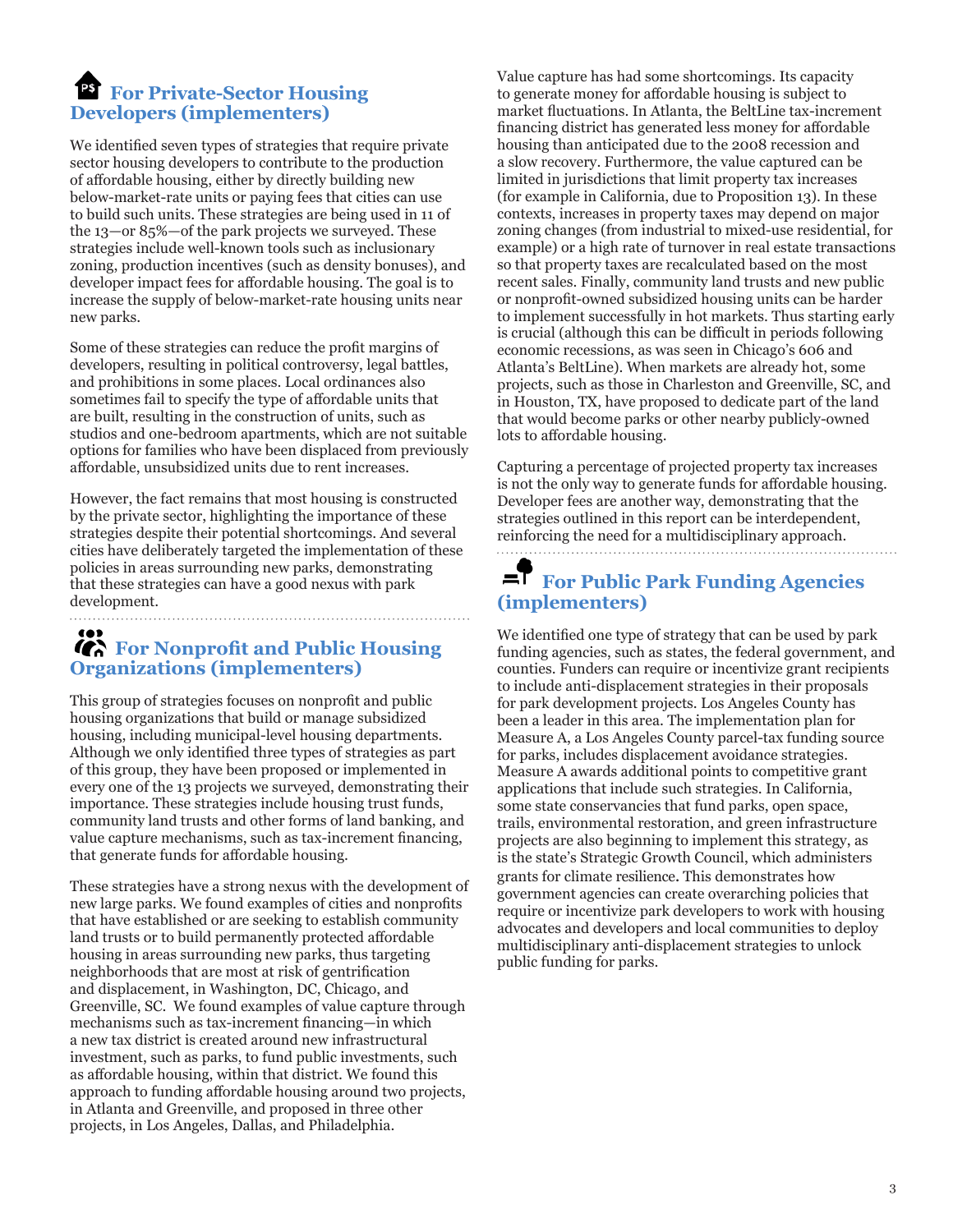## For Private-Sector Housing Developers (implementers)

We identified seven types of strategies that require private sector housing developers to contribute to the production of affordable housing, either by directly building new below-market-rate units or paying fees that cities can use to build such units. These strategies are being used in 11 of the 13—or 85%—of the park projects we surveyed. These strategies include well-known tools such as inclusionary zoning, production incentives (such as density bonuses), and developer impact fees for affordable housing. The goal is to increase the supply of below-market-rate housing units near new parks.

Some of these strategies can reduce the profit margins of developers, resulting in political controversy, legal battles, and prohibitions in some places. Local ordinances also sometimes fail to specify the type of affordable units that are built, resulting in the construction of units, such as studios and one-bedroom apartments, which are not suitable options for families who have been displaced from previously affordable, unsubsidized units due to rent increases.

However, the fact remains that most housing is constructed by the private sector, highlighting the importance of these strategies despite their potential shortcomings. And several cities have deliberately targeted the implementation of these policies in areas surrounding new parks, demonstrating that these strategies can have a good nexus with park development.

## For Nonprofit and Public Housing Organizations (implementers)

This group of strategies focuses on nonprofit and public housing organizations that build or manage subsidized housing, including municipal-level housing departments. Although we only identified three types of strategies as part of this group, they have been proposed or implemented in every one of the 13 projects we surveyed, demonstrating their importance. These strategies include housing trust funds, community land trusts and other forms of land banking, and value capture mechanisms, such as tax-increment financing, that generate funds for affordable housing.

These strategies have a strong nexus with the development of new large parks. We found examples of cities and nonprofits that have established or are seeking to establish community land trusts or to build permanently protected affordable housing in areas surrounding new parks, thus targeting neighborhoods that are most at risk of gentrification and displacement, in Washington, DC, Chicago, and Greenville, SC. We found examples of value capture through mechanisms such as tax-increment financing—in which a new tax district is created around new infrastructural investment, such as parks, to fund public investments, such as affordable housing, within that district. We found this approach to funding affordable housing around two projects, in Atlanta and Greenville, and proposed in three other projects, in Los Angeles, Dallas, and Philadelphia.

Value capture has had some shortcomings. Its capacity to generate money for affordable housing is subject to market fluctuations. In Atlanta, the BeltLine tax-increment financing district has generated less money for affordable housing than anticipated due to the 2008 recession and a slow recovery. Furthermore, the value captured can be limited in jurisdictions that limit property tax increases (for example in California, due to Proposition 13). In these contexts, increases in property taxes may depend on major zoning changes (from industrial to mixed-use residential, for example) or a high rate of turnover in real estate transactions so that property taxes are recalculated based on the most recent sales. Finally, community land trusts and new public or nonprofit-owned subsidized housing units can be harder to implement successfully in hot markets. Thus starting early is crucial (although this can be difficult in periods following economic recessions, as was seen in Chicago's 606 and Atlanta's BeltLine). When markets are already hot, some projects, such as those in Charleston and Greenville, SC, and in Houston, TX, have proposed to dedicate part of the land that would become parks or other nearby publicly-owned lots to affordable housing.

Capturing a percentage of projected property tax increases is not the only way to generate funds for affordable housing. Developer fees are another way, demonstrating that the strategies outlined in this report can be interdependent, reinforcing the need for a multidisciplinary approach.

## For Public Park Funding Agencies (implementers)

We identified one type of strategy that can be used by park funding agencies, such as states, the federal government, and counties. Funders can require or incentivize grant recipients to include anti-displacement strategies in their proposals for park development projects. Los Angeles County has been a leader in this area. The implementation plan for Measure A, a Los Angeles County parcel-tax funding source for parks, includes displacement avoidance strategies. Measure A awards additional points to competitive grant applications that include such strategies. In California, some state conservancies that fund parks, open space, trails, environmental restoration, and green infrastructure projects are also beginning to implement this strategy, as is the state's Strategic Growth Council, which administers grants for climate resilience. This demonstrates how government agencies can create overarching policies that require or incentivize park developers to work with housing advocates and developers and local communities to deploy multidisciplinary anti-displacement strategies to unlock public funding for parks.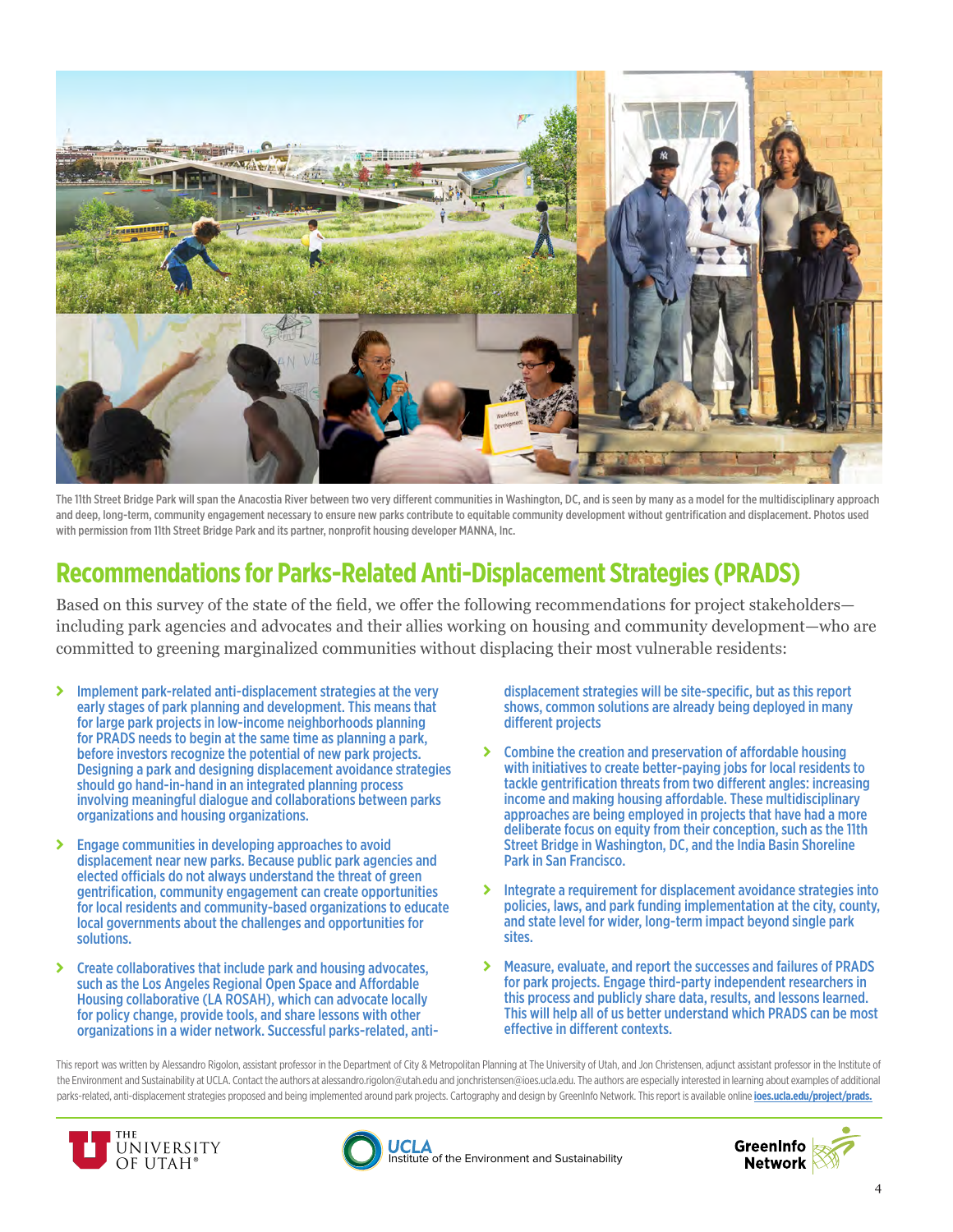The 11th Street Bridge Park will span the Anacostia River between two very different communities in Washington, DC, and is seen by many as a model for the multidisciplinary approach and deep, long-term, community engagement necessary to ensure new parks contribute to equitable community development without gentrification and displacement. Photos used with permission from 11th Street Bridge Park and its partner, nonprofit housing developer MANNA, Inc.

# Recommendations for Parks-Related Anti-Displacement Strategies (PRADS)

Based on this survey of the state of the field, we offer the following recommendations for project stakeholders—including park agencies and advocates and their allies working on housing and community development—who are committed to greening marginalized communities without displacing their most vulnerable residents:

- Implement park-related anti-displacement strategies at the very early stages of park planning and development. This means that for large park projects in low-income neighborhoods planning for PRADS needs to begin at the same time as planning a park, before investors recognize the potential of new park projects. Designing a park and designing displacement avoidance strategies should go hand-in-hand in an integrated planning process involving meaningful dialogue and collaborations between parks organizations and housing organizations.
- Engage communities in developing approaches to avoid displacement near new parks. Because public park agencies and elected officials do not always understand the threat of green gentrification, community engagement can create opportunities for local residents and community-based organizations to educate local governments about the challenges and opportunities for solutions.
- Create collaboratives that include park and housing advocates, such as the Los Angeles Regional Open Space and Affordable Housing collaborative (LA ROSAH), which can advocate locally for policy change, provide tools, and share lessons with other organizations in a wider network. Successful parks-related, anti-displacement strategies will be site-specific, but as this report shows, common solutions are already being deployed in many different projects
- Combine the creation and preservation of affordable housing with initiatives to create better-paying jobs for local residents to tackle gentrification threats from two different angles: increasing income and making housing affordable. These multidisciplinary approaches are being employed in projects that have had a more deliberate focus on equity from their conception, such as the 11th Street Bridge in Washington, DC, and the India Basin Shoreline Park in San Francisco.
- Integrate a requirement for displacement avoidance strategies into policies, laws, and park funding implementation at the city, county, and state level for wider, long-term impact beyond single park sites.
- Measure, evaluate, and report the successes and failures of PRADS for park projects. Engage third-party independent researchers in this process and publicly share data, results, and lessons learned. This will help all of us better understand which PRADS can be most effective in different contexts.

This report was written by Alessandro Rigolon, assistant professor in the Department of City & Metropolitan Planning at The University of Utah, and Jon Christensen, adjunct assistant professor in the Institute of the Environment and Sustainability at UCLA. Contact the authors at alessandro.rigolon@utah.edu and jonchristensen@ioes.ucla.edu. The authors are especially interested in learning about examples of additional parks-related, anti-displacement strategies proposed and being implemented around park projects. Cartography and design by GreenInfo Network. This report is available online **ioes.ucla.edu/project/prads.**

THE UNIVERSITY OF UTAH® | UCLA Institute of the Environment and Sustainability | GreenInfo Network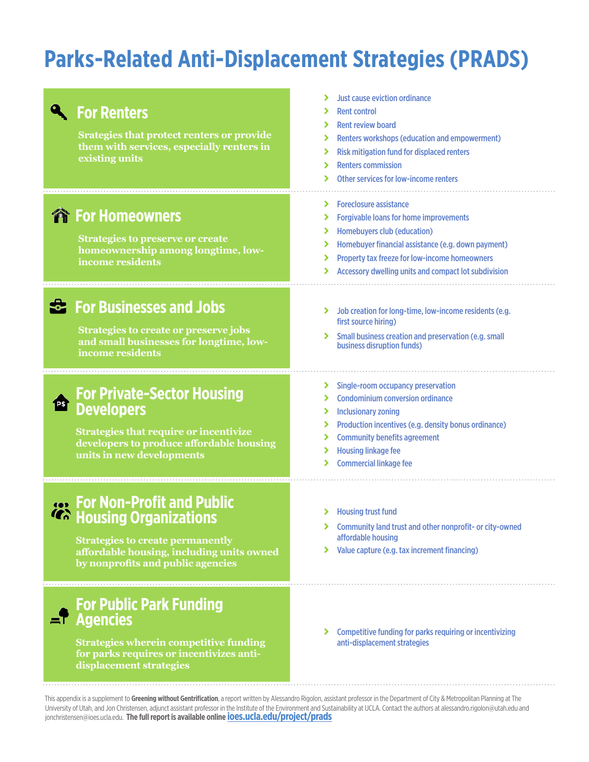# Parks-Related Anti-Displacement Strategies (PRADS)

## For Renters

Srategies that protect renters or provide them with services, especially renters in existing units

- Just cause eviction ordinance
- Rent control
- Rent review board
- Renters workshops (education and empowerment)
- Risk mitigation fund for displaced renters
- Renters commission
- Other services for low-income renters

## For Homeowners

Strategies to preserve or create homeownership among longtime, low-income residents

- Foreclosure assistance
- Forgivable loans for home improvements
- Homebuyers club (education)
- Homebuyer financial assistance (e.g. down payment)
- Property tax freeze for low-income homeowners
- Accessory dwelling units and compact lot subdivision

## For Businesses and Jobs

Strategies to create or preserve jobs and small businesses for longtime, low-income residents

- Job creation for long-time, low-income residents (e.g. first source hiring)
- Small business creation and preservation (e.g. small business disruption funds)

## For Private-Sector Housing Developers

Strategies that require or incentivize developers to produce affordable housing units in new developments

- Single-room occupancy preservation
- Condominium conversion ordinance
- Inclusionary zoning
- Production incentives (e.g. density bonus ordinance)
- Community benefits agreement
- Housing linkage fee
- Commercial linkage fee

## For Non-Profit and Public Housing Organizations

Strategies to create permanently affordable housing, including units owned by nonprofits and public agencies

- Housing trust fund
- Community land trust and other nonprofit- or city-owned affordable housing
- Value capture (e.g. tax increment financing)

## For Public Park Funding Agencies

Strategies wherein competitive funding for parks requires or incentivizes anti-displacement strategies

- Competitive funding for parks requiring or incentivizing anti-displacement strategies

This appendix is a supplement to **Greening without Gentrification**, a report written by Alessandro Rigolon, assistant professor in the Department of City & Metropolitan Planning at The University of Utah, and Jon Christensen, adjunct assistant professor in the Institute of the Environment and Sustainability at UCLA. Contact the authors at alessandro.rigolon@utah.edu and jonchristensen@ioes.ucla.edu. **The full report is available online ioes.ucla.edu/project/prads**